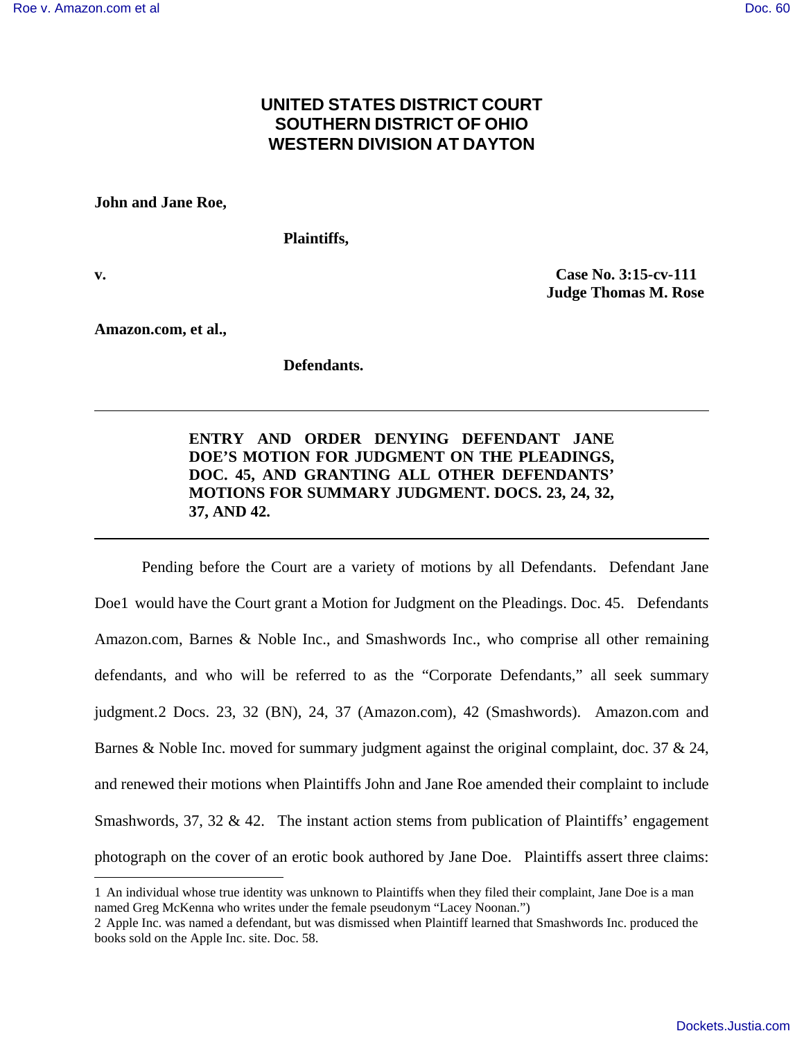**UNITED STATES DISTRICT COURT**
**SOUTHERN DISTRICT OF OHIO**
**WESTERN DIVISION AT DAYTON**

**John and Jane Roe,**

**Plaintiffs,**

**v.** **Case No. 3:15-cv-111**
**Judge Thomas M. Rose**

**Amazon.com, et al.,**

**Defendants.**

---

**ENTRY AND ORDER DENYING DEFENDANT JANE DOE'S MOTION FOR JUDGMENT ON THE PLEADINGS, DOC. 45, AND GRANTING ALL OTHER DEFENDANTS' MOTIONS FOR SUMMARY JUDGMENT. DOCS. 23, 24, 32, 37, AND 42.**

---

Pending before the Court are a variety of motions by all Defendants. Defendant Jane Doe[1] would have the Court grant a Motion for Judgment on the Pleadings. Doc. 45. Defendants Amazon.com, Barnes & Noble Inc., and Smashwords Inc., who comprise all other remaining defendants, and who will be referred to as the "Corporate Defendants," all seek summary judgment.[2] Docs. 23, 32 (BN), 24, 37 (Amazon.com), 42 (Smashwords). Amazon.com and Barnes & Noble Inc. moved for summary judgment against the original complaint, doc. 37 & 24, and renewed their motions when Plaintiffs John and Jane Roe amended their complaint to include Smashwords, 37, 32 & 42. The instant action stems from publication of Plaintiffs' engagement photograph on the cover of an erotic book authored by Jane Doe. Plaintiffs assert three claims:

---

[1] An individual whose true identity was unknown to Plaintiffs when they filed their complaint, Jane Doe is a man named Greg McKenna who writes under the female pseudonym "Lacey Noonan.")

[2] Apple Inc. was named a defendant, but was dismissed when Plaintiff learned that Smashwords Inc. produced the books sold on the Apple Inc. site. Doc. 58.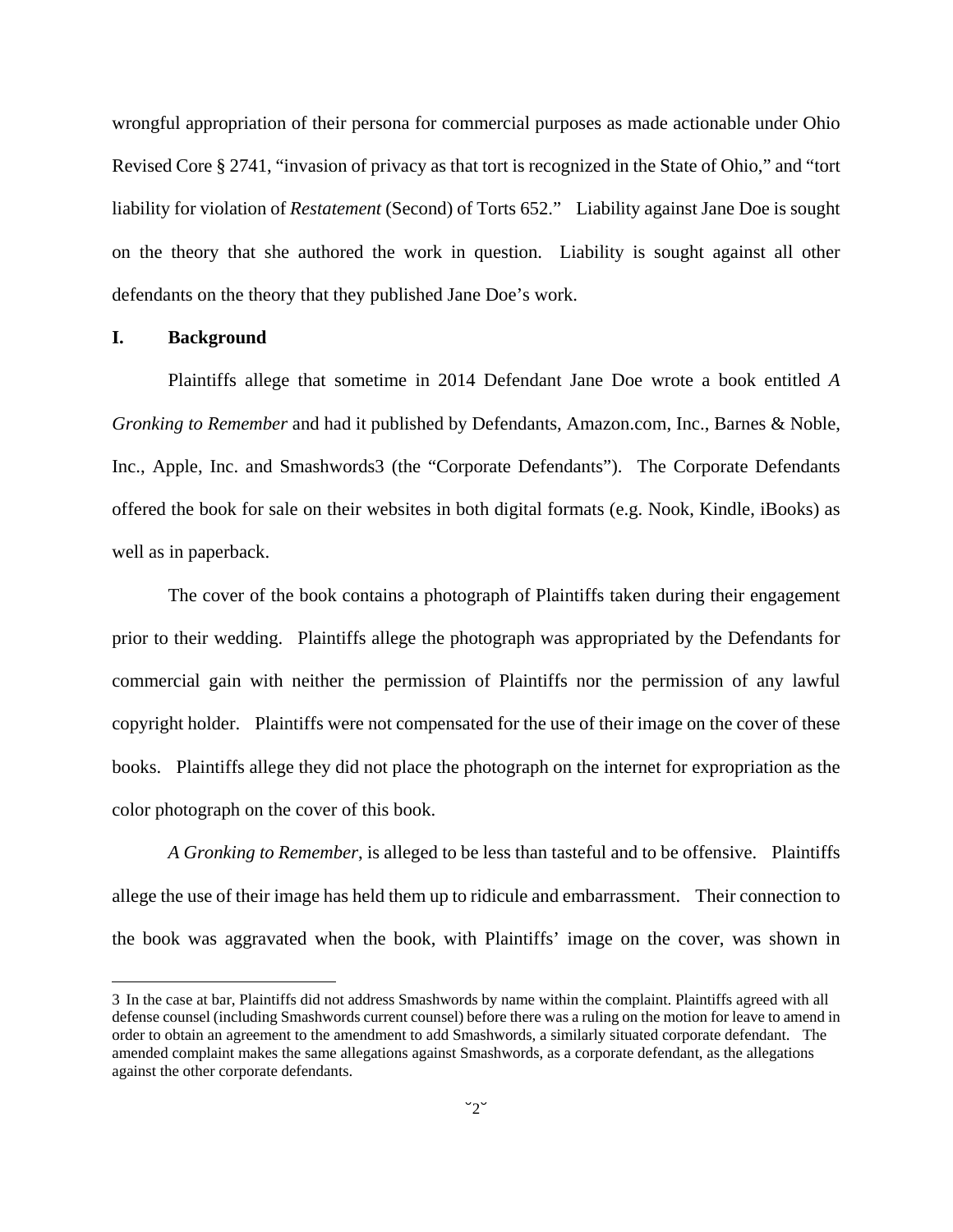wrongful appropriation of their persona for commercial purposes as made actionable under Ohio Revised Core § 2741, "invasion of privacy as that tort is recognized in the State of Ohio," and "tort liability for violation of *Restatement* (Second) of Torts 652." Liability against Jane Doe is sought on the theory that she authored the work in question. Liability is sought against all other defendants on the theory that they published Jane Doe's work.

## I. Background

Plaintiffs allege that sometime in 2014 Defendant Jane Doe wrote a book entitled *A Gronking to Remember* and had it published by Defendants, Amazon.com, Inc., Barnes & Noble, Inc., Apple, Inc. and Smashwords[3] (the "Corporate Defendants"). The Corporate Defendants offered the book for sale on their websites in both digital formats (e.g. Nook, Kindle, iBooks) as well as in paperback.

The cover of the book contains a photograph of Plaintiffs taken during their engagement prior to their wedding. Plaintiffs allege the photograph was appropriated by the Defendants for commercial gain with neither the permission of Plaintiffs nor the permission of any lawful copyright holder. Plaintiffs were not compensated for the use of their image on the cover of these books. Plaintiffs allege they did not place the photograph on the internet for expropriation as the color photograph on the cover of this book.

*A Gronking to Remember*, is alleged to be less than tasteful and to be offensive. Plaintiffs allege the use of their image has held them up to ridicule and embarrassment. Their connection to the book was aggravated when the book, with Plaintiffs' image on the cover, was shown in

---

3 In the case at bar, Plaintiffs did not address Smashwords by name within the complaint. Plaintiffs agreed with all defense counsel (including Smashwords current counsel) before there was a ruling on the motion for leave to amend in order to obtain an agreement to the amendment to add Smashwords, a similarly situated corporate defendant. The amended complaint makes the same allegations against Smashwords, as a corporate defendant, as the allegations against the other corporate defendants.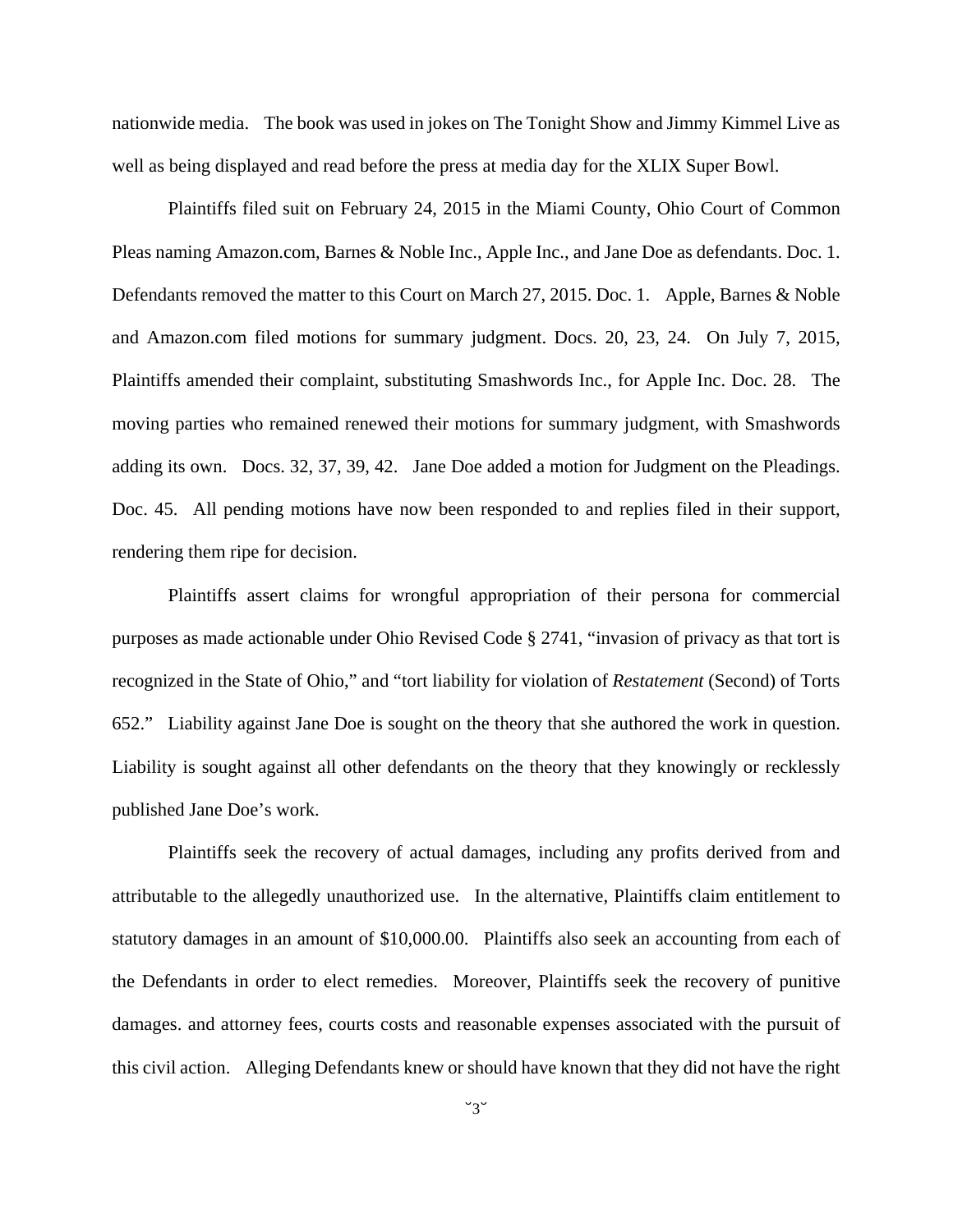nationwide media. The book was used in jokes on The Tonight Show and Jimmy Kimmel Live as well as being displayed and read before the press at media day for the XLIX Super Bowl.

Plaintiffs filed suit on February 24, 2015 in the Miami County, Ohio Court of Common Pleas naming Amazon.com, Barnes & Noble Inc., Apple Inc., and Jane Doe as defendants. Doc. 1. Defendants removed the matter to this Court on March 27, 2015. Doc. 1. Apple, Barnes & Noble and Amazon.com filed motions for summary judgment. Docs. 20, 23, 24. On July 7, 2015, Plaintiffs amended their complaint, substituting Smashwords Inc., for Apple Inc. Doc. 28. The moving parties who remained renewed their motions for summary judgment, with Smashwords adding its own. Docs. 32, 37, 39, 42. Jane Doe added a motion for Judgment on the Pleadings. Doc. 45. All pending motions have now been responded to and replies filed in their support, rendering them ripe for decision.

Plaintiffs assert claims for wrongful appropriation of their persona for commercial purposes as made actionable under Ohio Revised Code § 2741, "invasion of privacy as that tort is recognized in the State of Ohio," and "tort liability for violation of *Restatement* (Second) of Torts 652." Liability against Jane Doe is sought on the theory that she authored the work in question. Liability is sought against all other defendants on the theory that they knowingly or recklessly published Jane Doe's work.

Plaintiffs seek the recovery of actual damages, including any profits derived from and attributable to the allegedly unauthorized use. In the alternative, Plaintiffs claim entitlement to statutory damages in an amount of $10,000.00. Plaintiffs also seek an accounting from each of the Defendants in order to elect remedies. Moreover, Plaintiffs seek the recovery of punitive damages. and attorney fees, courts costs and reasonable expenses associated with the pursuit of this civil action. Alleging Defendants knew or should have known that they did not have the right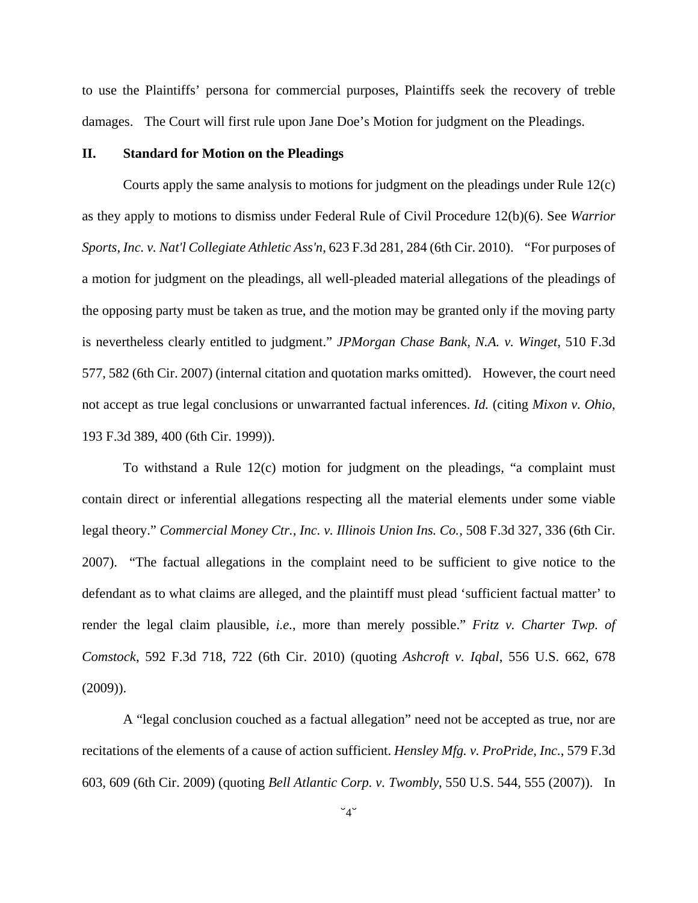to use the Plaintiffs' persona for commercial purposes, Plaintiffs seek the recovery of treble damages. The Court will first rule upon Jane Doe's Motion for judgment on the Pleadings.

## II. Standard for Motion on the Pleadings

Courts apply the same analysis to motions for judgment on the pleadings under Rule 12(c) as they apply to motions to dismiss under Federal Rule of Civil Procedure 12(b)(6). See *Warrior Sports, Inc. v. Nat'l Collegiate Athletic Ass'n*, 623 F.3d 281, 284 (6th Cir. 2010). "For purposes of a motion for judgment on the pleadings, all well-pleaded material allegations of the pleadings of the opposing party must be taken as true, and the motion may be granted only if the moving party is nevertheless clearly entitled to judgment." *JPMorgan Chase Bank, N.A. v. Winget*, 510 F.3d 577, 582 (6th Cir. 2007) (internal citation and quotation marks omitted). However, the court need not accept as true legal conclusions or unwarranted factual inferences. *Id.* (citing *Mixon v. Ohio*, 193 F.3d 389, 400 (6th Cir. 1999)).

To withstand a Rule 12(c) motion for judgment on the pleadings, "a complaint must contain direct or inferential allegations respecting all the material elements under some viable legal theory." *Commercial Money Ctr., Inc. v. Illinois Union Ins. Co.*, 508 F.3d 327, 336 (6th Cir. 2007). "The factual allegations in the complaint need to be sufficient to give notice to the defendant as to what claims are alleged, and the plaintiff must plead 'sufficient factual matter' to render the legal claim plausible, *i.e.*, more than merely possible." *Fritz v. Charter Twp. of Comstock*, 592 F.3d 718, 722 (6th Cir. 2010) (quoting *Ashcroft v. Iqbal*, 556 U.S. 662, 678 (2009)).

A "legal conclusion couched as a factual allegation" need not be accepted as true, nor are recitations of the elements of a cause of action sufficient. *Hensley Mfg. v. ProPride, Inc.*, 579 F.3d 603, 609 (6th Cir. 2009) (quoting *Bell Atlantic Corp. v. Twombly*, 550 U.S. 544, 555 (2007)). In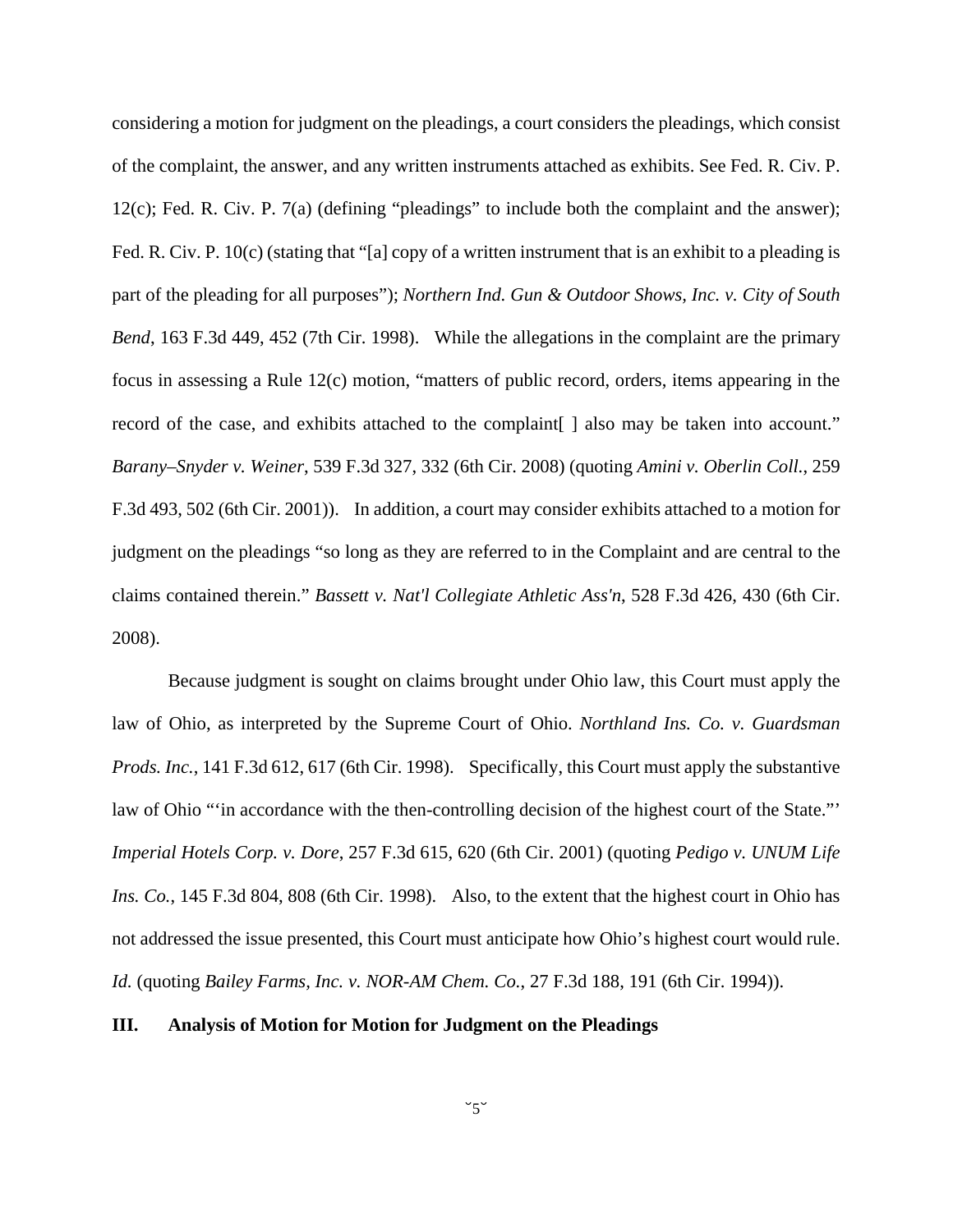considering a motion for judgment on the pleadings, a court considers the pleadings, which consist of the complaint, the answer, and any written instruments attached as exhibits. See Fed. R. Civ. P. 12(c); Fed. R. Civ. P. 7(a) (defining "pleadings" to include both the complaint and the answer); Fed. R. Civ. P. 10(c) (stating that "[a] copy of a written instrument that is an exhibit to a pleading is part of the pleading for all purposes"); *Northern Ind. Gun & Outdoor Shows, Inc. v. City of South Bend*, 163 F.3d 449, 452 (7th Cir. 1998). While the allegations in the complaint are the primary focus in assessing a Rule 12(c) motion, "matters of public record, orders, items appearing in the record of the case, and exhibits attached to the complaint[ ] also may be taken into account." *Barany–Snyder v. Weiner*, 539 F.3d 327, 332 (6th Cir. 2008) (quoting *Amini v. Oberlin Coll.*, 259 F.3d 493, 502 (6th Cir. 2001)). In addition, a court may consider exhibits attached to a motion for judgment on the pleadings "so long as they are referred to in the Complaint and are central to the claims contained therein." *Bassett v. Nat'l Collegiate Athletic Ass'n*, 528 F.3d 426, 430 (6th Cir. 2008).

Because judgment is sought on claims brought under Ohio law, this Court must apply the law of Ohio, as interpreted by the Supreme Court of Ohio. *Northland Ins. Co. v. Guardsman Prods. Inc.*, 141 F.3d 612, 617 (6th Cir. 1998). Specifically, this Court must apply the substantive law of Ohio "'in accordance with the then-controlling decision of the highest court of the State."' *Imperial Hotels Corp. v. Dore*, 257 F.3d 615, 620 (6th Cir. 2001) (quoting *Pedigo v. UNUM Life Ins. Co.*, 145 F.3d 804, 808 (6th Cir. 1998). Also, to the extent that the highest court in Ohio has not addressed the issue presented, this Court must anticipate how Ohio's highest court would rule. *Id.* (quoting *Bailey Farms, Inc. v. NOR-AM Chem. Co.*, 27 F.3d 188, 191 (6th Cir. 1994)).

## III. Analysis of Motion for Motion for Judgment on the Pleadings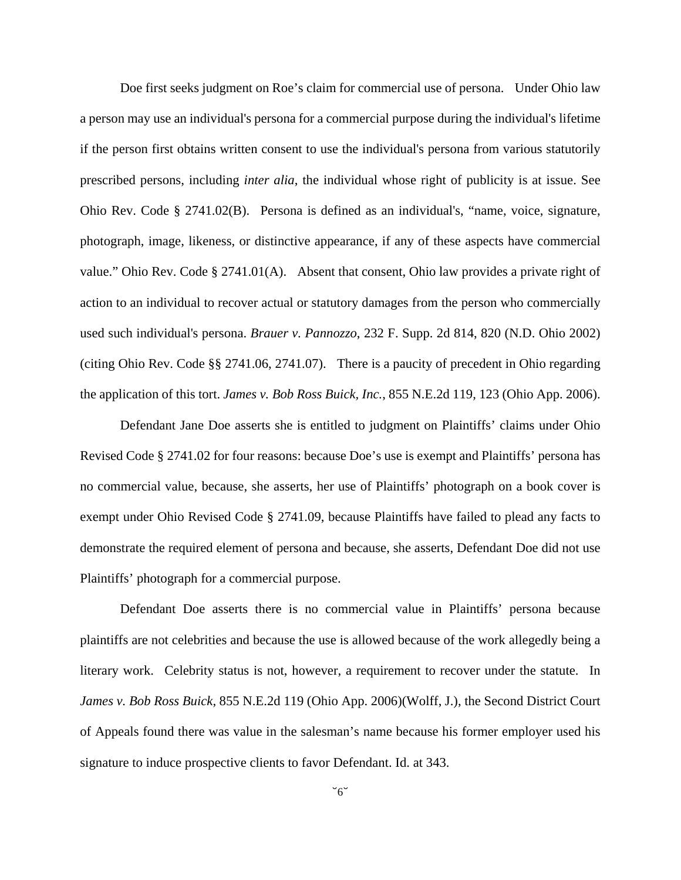Doe first seeks judgment on Roe's claim for commercial use of persona. Under Ohio law a person may use an individual's persona for a commercial purpose during the individual's lifetime if the person first obtains written consent to use the individual's persona from various statutorily prescribed persons, including *inter alia,* the individual whose right of publicity is at issue. See Ohio Rev. Code § 2741.02(B). Persona is defined as an individual's, "name, voice, signature, photograph, image, likeness, or distinctive appearance, if any of these aspects have commercial value." Ohio Rev. Code § 2741.01(A). Absent that consent, Ohio law provides a private right of action to an individual to recover actual or statutory damages from the person who commercially used such individual's persona. *Brauer v. Pannozzo*, 232 F. Supp. 2d 814, 820 (N.D. Ohio 2002) (citing Ohio Rev. Code §§ 2741.06, 2741.07). There is a paucity of precedent in Ohio regarding the application of this tort. *James v. Bob Ross Buick, Inc.*, 855 N.E.2d 119, 123 (Ohio App. 2006).

Defendant Jane Doe asserts she is entitled to judgment on Plaintiffs' claims under Ohio Revised Code § 2741.02 for four reasons: because Doe's use is exempt and Plaintiffs' persona has no commercial value, because, she asserts, her use of Plaintiffs' photograph on a book cover is exempt under Ohio Revised Code § 2741.09, because Plaintiffs have failed to plead any facts to demonstrate the required element of persona and because, she asserts, Defendant Doe did not use Plaintiffs' photograph for a commercial purpose.

Defendant Doe asserts there is no commercial value in Plaintiffs' persona because plaintiffs are not celebrities and because the use is allowed because of the work allegedly being a literary work. Celebrity status is not, however, a requirement to recover under the statute. In *James v. Bob Ross Buick*, 855 N.E.2d 119 (Ohio App. 2006)(Wolff, J.), the Second District Court of Appeals found there was value in the salesman's name because his former employer used his signature to induce prospective clients to favor Defendant. Id. at 343.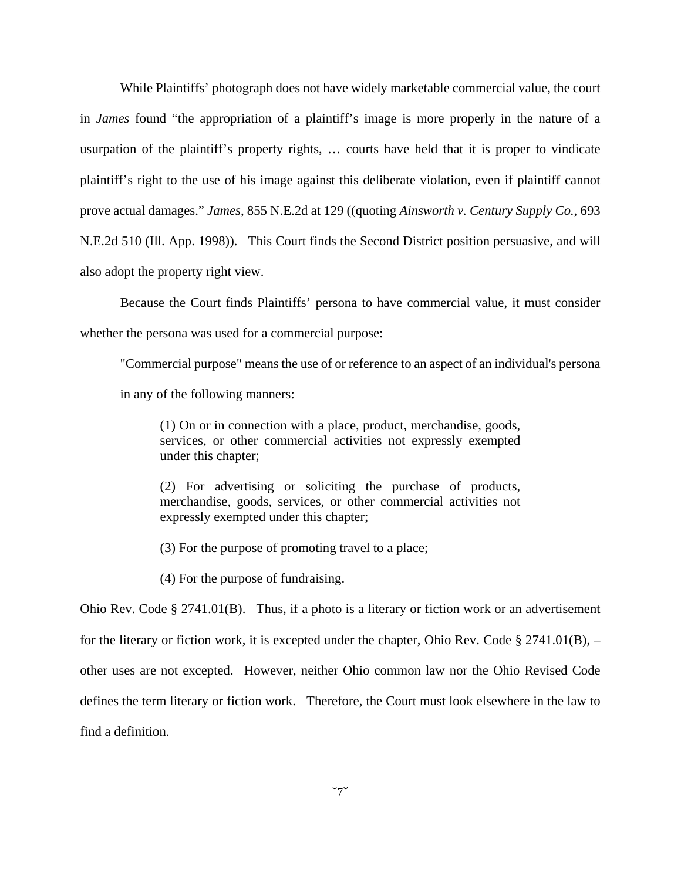While Plaintiffs' photograph does not have widely marketable commercial value, the court in *James* found "the appropriation of a plaintiff's image is more properly in the nature of a usurpation of the plaintiff's property rights, … courts have held that it is proper to vindicate plaintiff's right to the use of his image against this deliberate violation, even if plaintiff cannot prove actual damages." *James*, 855 N.E.2d at 129 ((quoting *Ainsworth v. Century Supply Co.*, 693 N.E.2d 510 (Ill. App. 1998)). This Court finds the Second District position persuasive, and will also adopt the property right view.

Because the Court finds Plaintiffs' persona to have commercial value, it must consider whether the persona was used for a commercial purpose:

> "Commercial purpose" means the use of or reference to an aspect of an individual's persona in any of the following manners:
>
> > (1) On or in connection with a place, product, merchandise, goods, services, or other commercial activities not expressly exempted under this chapter;
> >
> > (2) For advertising or soliciting the purchase of products, merchandise, goods, services, or other commercial activities not expressly exempted under this chapter;
> >
> > (3) For the purpose of promoting travel to a place;
> >
> > (4) For the purpose of fundraising.

Ohio Rev. Code § 2741.01(B). Thus, if a photo is a literary or fiction work or an advertisement for the literary or fiction work, it is excepted under the chapter, Ohio Rev. Code § 2741.01(B), – other uses are not excepted. However, neither Ohio common law nor the Ohio Revised Code defines the term literary or fiction work. Therefore, the Court must look elsewhere in the law to find a definition.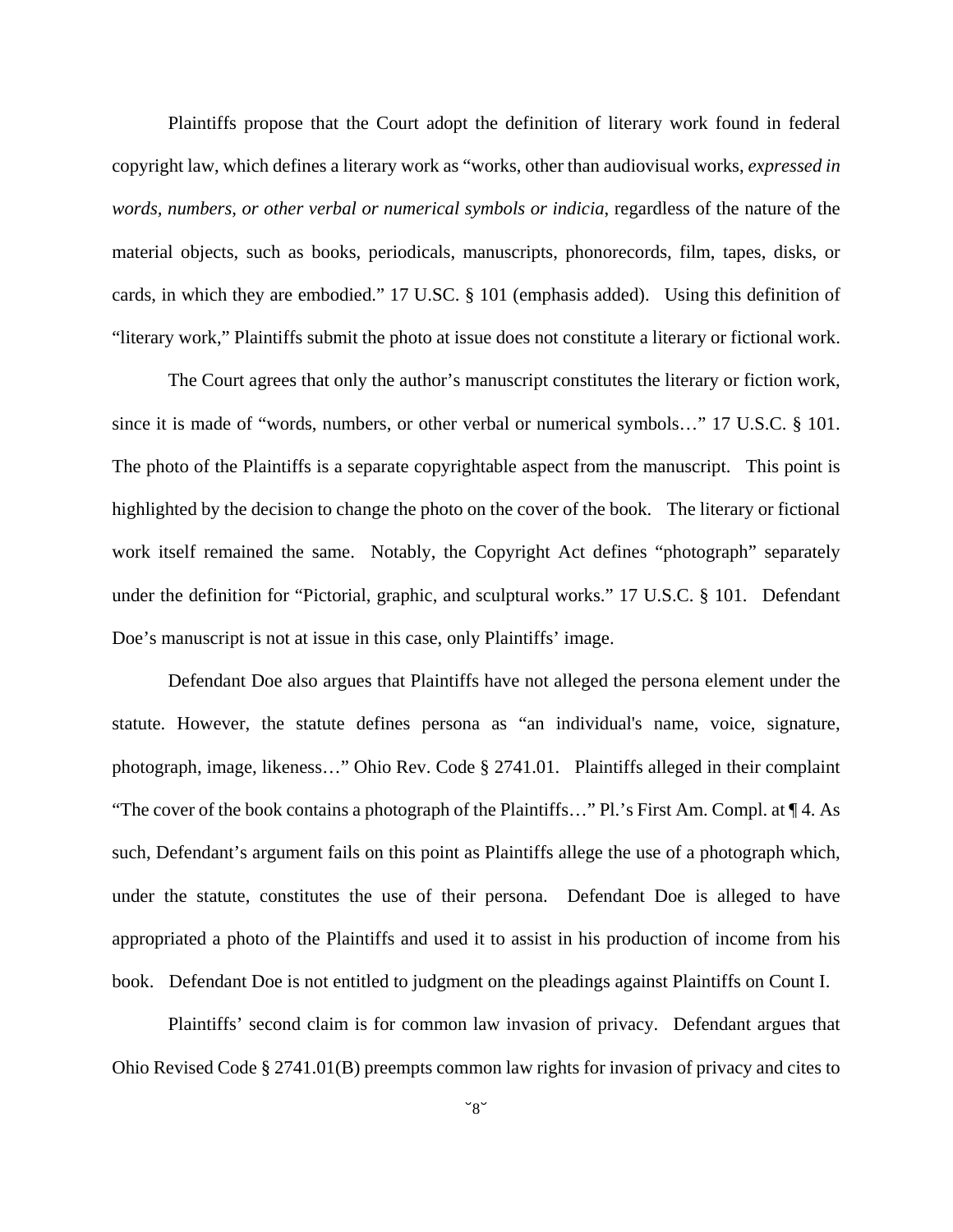Plaintiffs propose that the Court adopt the definition of literary work found in federal copyright law, which defines a literary work as "works, other than audiovisual works, *expressed in words, numbers, or other verbal or numerical symbols or indicia*, regardless of the nature of the material objects, such as books, periodicals, manuscripts, phonorecords, film, tapes, disks, or cards, in which they are embodied." 17 U.SC. § 101 (emphasis added). Using this definition of "literary work," Plaintiffs submit the photo at issue does not constitute a literary or fictional work.

The Court agrees that only the author's manuscript constitutes the literary or fiction work, since it is made of "words, numbers, or other verbal or numerical symbols…" 17 U.S.C. § 101. The photo of the Plaintiffs is a separate copyrightable aspect from the manuscript. This point is highlighted by the decision to change the photo on the cover of the book. The literary or fictional work itself remained the same. Notably, the Copyright Act defines "photograph" separately under the definition for "Pictorial, graphic, and sculptural works." 17 U.S.C. § 101. Defendant Doe's manuscript is not at issue in this case, only Plaintiffs' image.

Defendant Doe also argues that Plaintiffs have not alleged the persona element under the statute. However, the statute defines persona as "an individual's name, voice, signature, photograph, image, likeness…" Ohio Rev. Code § 2741.01. Plaintiffs alleged in their complaint "The cover of the book contains a photograph of the Plaintiffs…" Pl.'s First Am. Compl. at ¶ 4. As such, Defendant's argument fails on this point as Plaintiffs allege the use of a photograph which, under the statute, constitutes the use of their persona. Defendant Doe is alleged to have appropriated a photo of the Plaintiffs and used it to assist in his production of income from his book. Defendant Doe is not entitled to judgment on the pleadings against Plaintiffs on Count I.

Plaintiffs' second claim is for common law invasion of privacy. Defendant argues that Ohio Revised Code § 2741.01(B) preempts common law rights for invasion of privacy and cites to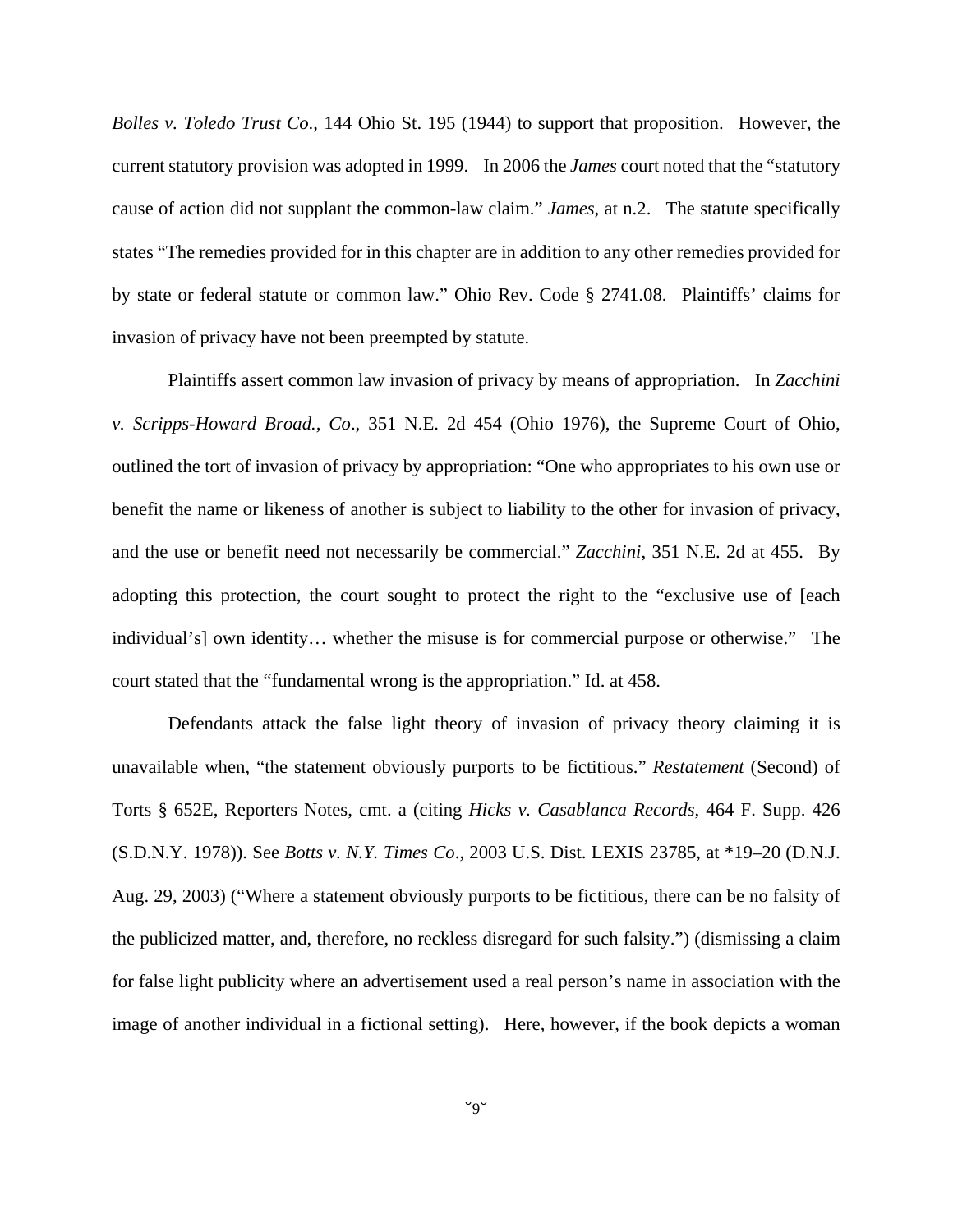*Bolles v. Toledo Trust Co*., 144 Ohio St. 195 (1944) to support that proposition. However, the current statutory provision was adopted in 1999. In 2006 the *James* court noted that the "statutory cause of action did not supplant the common-law claim." *James*, at n.2. The statute specifically states "The remedies provided for in this chapter are in addition to any other remedies provided for by state or federal statute or common law." Ohio Rev. Code § 2741.08. Plaintiffs' claims for invasion of privacy have not been preempted by statute.

Plaintiffs assert common law invasion of privacy by means of appropriation. In *Zacchini v. Scripps-Howard Broad., Co*., 351 N.E. 2d 454 (Ohio 1976), the Supreme Court of Ohio, outlined the tort of invasion of privacy by appropriation: "One who appropriates to his own use or benefit the name or likeness of another is subject to liability to the other for invasion of privacy, and the use or benefit need not necessarily be commercial." *Zacchini*, 351 N.E. 2d at 455. By adopting this protection, the court sought to protect the right to the "exclusive use of [each individual's] own identity… whether the misuse is for commercial purpose or otherwise." The court stated that the "fundamental wrong is the appropriation." Id. at 458.

Defendants attack the false light theory of invasion of privacy theory claiming it is unavailable when, "the statement obviously purports to be fictitious." *Restatement* (Second) of Torts § 652E, Reporters Notes, cmt. a (citing *Hicks v. Casablanca Records*, 464 F. Supp. 426 (S.D.N.Y. 1978)). See *Botts v. N.Y. Times Co*., 2003 U.S. Dist. LEXIS 23785, at *19–20 (D.N.J. Aug. 29, 2003) ("Where a statement obviously purports to be fictitious, there can be no falsity of the publicized matter, and, therefore, no reckless disregard for such falsity.") (dismissing a claim for false light publicity where an advertisement used a real person's name in association with the image of another individual in a fictional setting). Here, however, if the book depicts a woman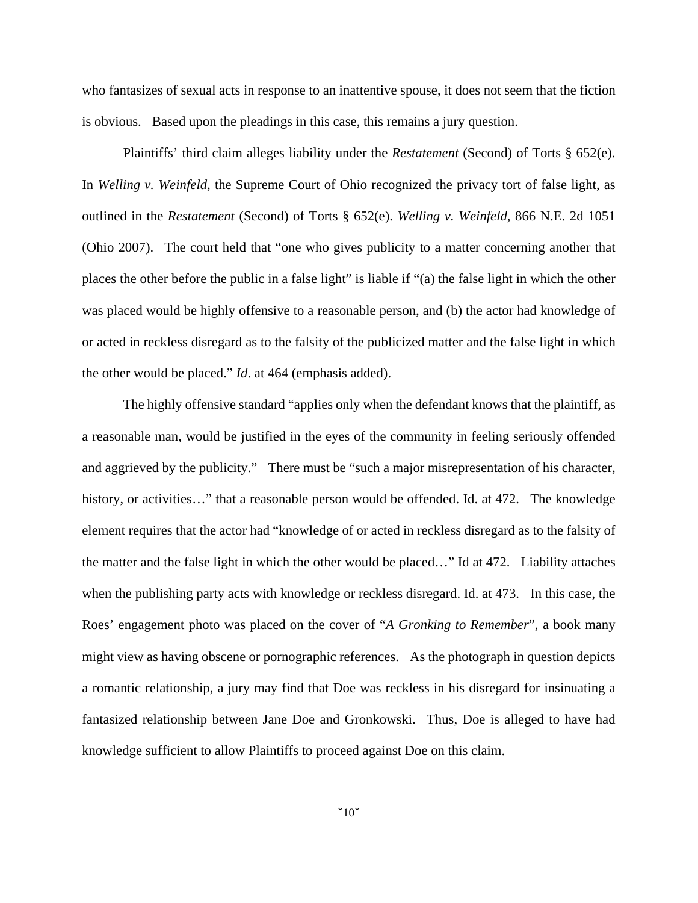who fantasizes of sexual acts in response to an inattentive spouse, it does not seem that the fiction is obvious. Based upon the pleadings in this case, this remains a jury question.

Plaintiffs' third claim alleges liability under the *Restatement* (Second) of Torts § 652(e). In *Welling v. Weinfeld*, the Supreme Court of Ohio recognized the privacy tort of false light, as outlined in the *Restatement* (Second) of Torts § 652(e). *Welling v. Weinfeld*, 866 N.E. 2d 1051 (Ohio 2007). The court held that "one who gives publicity to a matter concerning another that places the other before the public in a false light" is liable if "(a) the false light in which the other was placed would be highly offensive to a reasonable person, and (b) the actor had knowledge of or acted in reckless disregard as to the falsity of the publicized matter and the false light in which the other would be placed." *Id*. at 464 (emphasis added).

The highly offensive standard "applies only when the defendant knows that the plaintiff, as a reasonable man, would be justified in the eyes of the community in feeling seriously offended and aggrieved by the publicity." There must be "such a major misrepresentation of his character, history, or activities…" that a reasonable person would be offended. Id. at 472. The knowledge element requires that the actor had "knowledge of or acted in reckless disregard as to the falsity of the matter and the false light in which the other would be placed…" Id at 472. Liability attaches when the publishing party acts with knowledge or reckless disregard. Id. at 473. In this case, the Roes' engagement photo was placed on the cover of "*A Gronking to Remember*", a book many might view as having obscene or pornographic references. As the photograph in question depicts a romantic relationship, a jury may find that Doe was reckless in his disregard for insinuating a fantasized relationship between Jane Doe and Gronkowski. Thus, Doe is alleged to have had knowledge sufficient to allow Plaintiffs to proceed against Doe on this claim.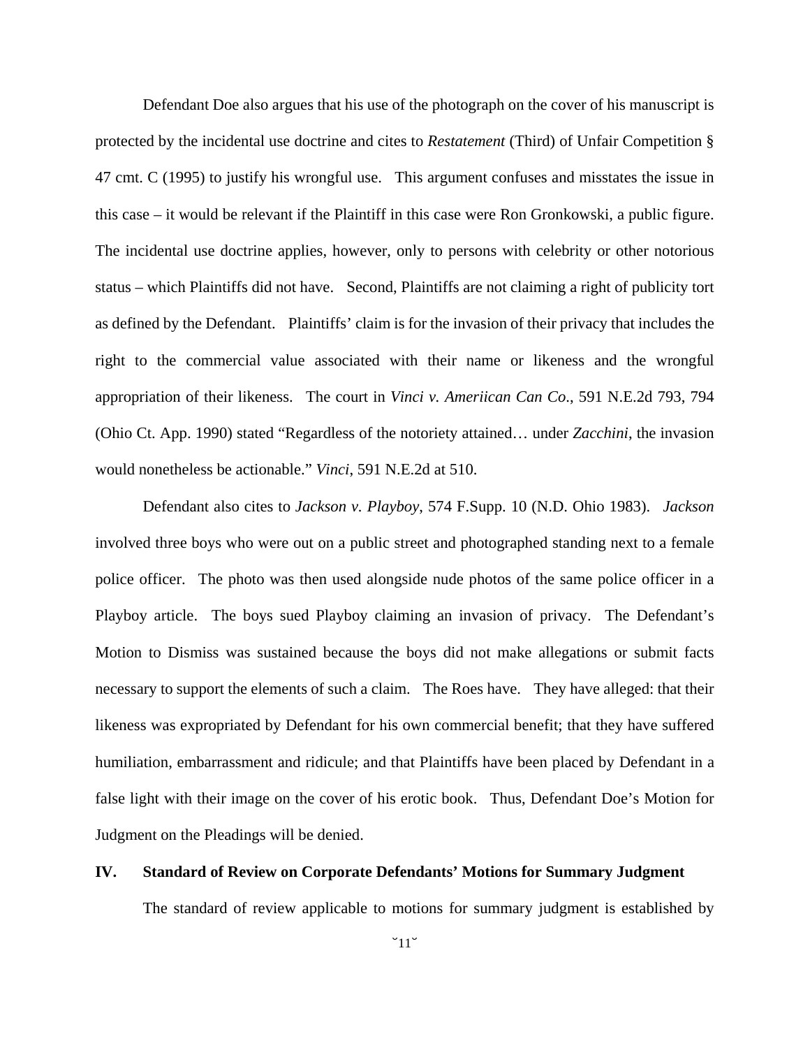Defendant Doe also argues that his use of the photograph on the cover of his manuscript is protected by the incidental use doctrine and cites to *Restatement* (Third) of Unfair Competition § 47 cmt. C (1995) to justify his wrongful use. This argument confuses and misstates the issue in this case – it would be relevant if the Plaintiff in this case were Ron Gronkowski, a public figure. The incidental use doctrine applies, however, only to persons with celebrity or other notorious status – which Plaintiffs did not have. Second, Plaintiffs are not claiming a right of publicity tort as defined by the Defendant. Plaintiffs' claim is for the invasion of their privacy that includes the right to the commercial value associated with their name or likeness and the wrongful appropriation of their likeness. The court in *Vinci v. Ameriican Can Co*., 591 N.E.2d 793, 794 (Ohio Ct. App. 1990) stated "Regardless of the notoriety attained… under *Zacchini*, the invasion would nonetheless be actionable." *Vinci*, 591 N.E.2d at 510.

Defendant also cites to *Jackson v. Playboy*, 574 F.Supp. 10 (N.D. Ohio 1983). *Jackson* involved three boys who were out on a public street and photographed standing next to a female police officer. The photo was then used alongside nude photos of the same police officer in a Playboy article. The boys sued Playboy claiming an invasion of privacy. The Defendant's Motion to Dismiss was sustained because the boys did not make allegations or submit facts necessary to support the elements of such a claim. The Roes have. They have alleged: that their likeness was expropriated by Defendant for his own commercial benefit; that they have suffered humiliation, embarrassment and ridicule; and that Plaintiffs have been placed by Defendant in a false light with their image on the cover of his erotic book. Thus, Defendant Doe's Motion for Judgment on the Pleadings will be denied.

## IV. Standard of Review on Corporate Defendants' Motions for Summary Judgment

The standard of review applicable to motions for summary judgment is established by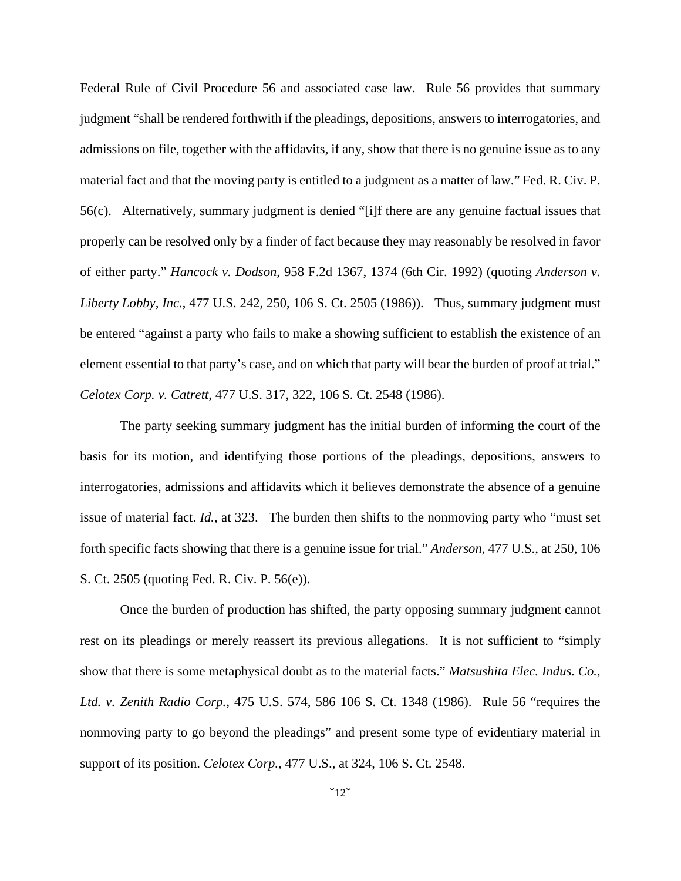Federal Rule of Civil Procedure 56 and associated case law. Rule 56 provides that summary judgment "shall be rendered forthwith if the pleadings, depositions, answers to interrogatories, and admissions on file, together with the affidavits, if any, show that there is no genuine issue as to any material fact and that the moving party is entitled to a judgment as a matter of law." Fed. R. Civ. P. 56(c). Alternatively, summary judgment is denied "[i]f there are any genuine factual issues that properly can be resolved only by a finder of fact because they may reasonably be resolved in favor of either party." *Hancock v. Dodson*, 958 F.2d 1367, 1374 (6th Cir. 1992) (quoting *Anderson v. Liberty Lobby, Inc.*, 477 U.S. 242, 250, 106 S. Ct. 2505 (1986)). Thus, summary judgment must be entered "against a party who fails to make a showing sufficient to establish the existence of an element essential to that party's case, and on which that party will bear the burden of proof at trial." *Celotex Corp. v. Catrett*, 477 U.S. 317, 322, 106 S. Ct. 2548 (1986).

The party seeking summary judgment has the initial burden of informing the court of the basis for its motion, and identifying those portions of the pleadings, depositions, answers to interrogatories, admissions and affidavits which it believes demonstrate the absence of a genuine issue of material fact. *Id.*, at 323. The burden then shifts to the nonmoving party who "must set forth specific facts showing that there is a genuine issue for trial." *Anderson*, 477 U.S., at 250, 106 S. Ct. 2505 (quoting Fed. R. Civ. P. 56(e)).

Once the burden of production has shifted, the party opposing summary judgment cannot rest on its pleadings or merely reassert its previous allegations. It is not sufficient to "simply show that there is some metaphysical doubt as to the material facts." *Matsushita Elec. Indus. Co., Ltd. v. Zenith Radio Corp.*, 475 U.S. 574, 586 106 S. Ct. 1348 (1986). Rule 56 "requires the nonmoving party to go beyond the pleadings" and present some type of evidentiary material in support of its position. *Celotex Corp.*, 477 U.S., at 324, 106 S. Ct. 2548.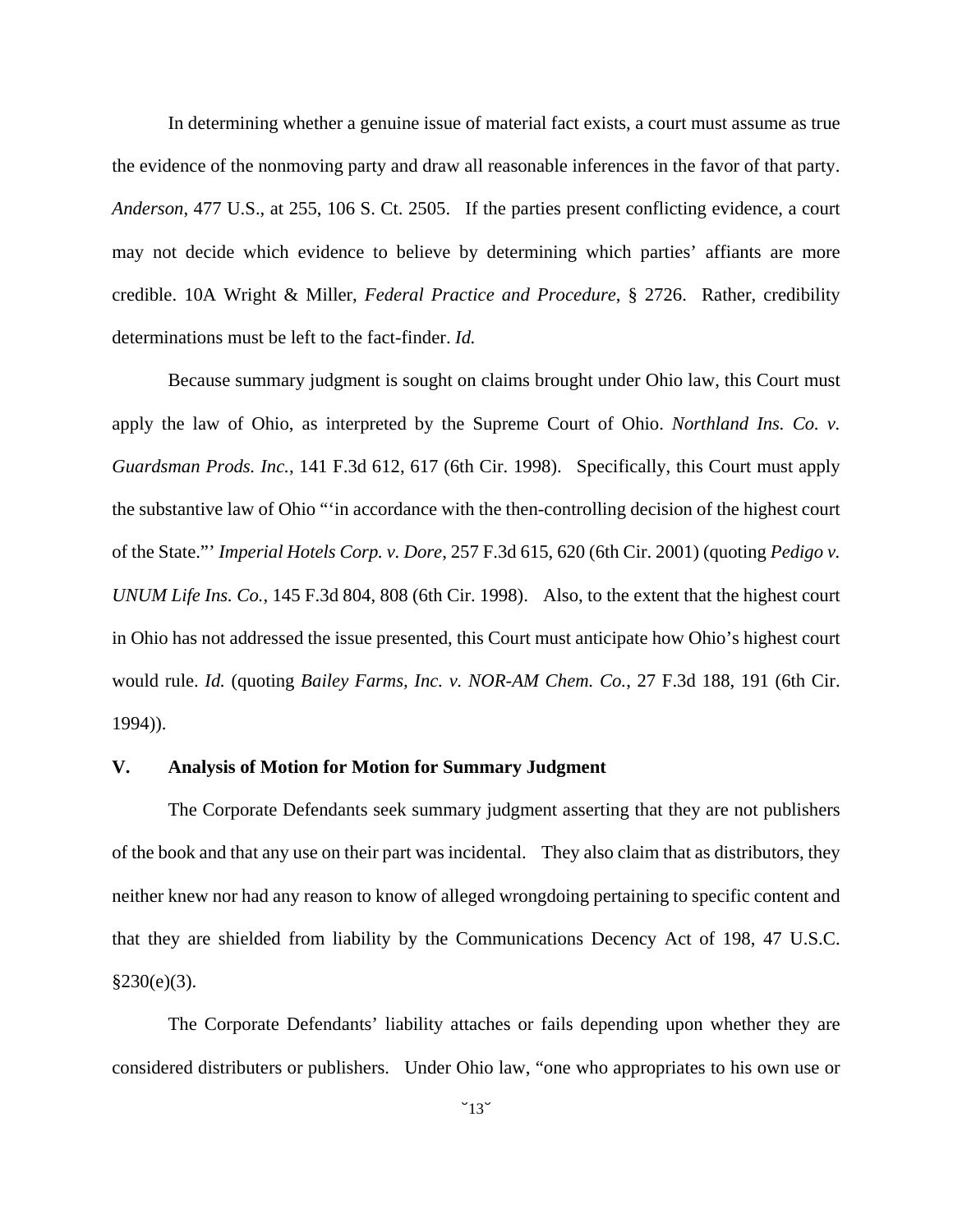In determining whether a genuine issue of material fact exists, a court must assume as true the evidence of the nonmoving party and draw all reasonable inferences in the favor of that party. *Anderson*, 477 U.S., at 255, 106 S. Ct. 2505. If the parties present conflicting evidence, a court may not decide which evidence to believe by determining which parties' affiants are more credible. 10A Wright & Miller, *Federal Practice and Procedure*, § 2726. Rather, credibility determinations must be left to the fact-finder. *Id.*

Because summary judgment is sought on claims brought under Ohio law, this Court must apply the law of Ohio, as interpreted by the Supreme Court of Ohio. *Northland Ins. Co. v. Guardsman Prods. Inc.*, 141 F.3d 612, 617 (6th Cir. 1998). Specifically, this Court must apply the substantive law of Ohio "'in accordance with the then-controlling decision of the highest court of the State."' *Imperial Hotels Corp. v. Dore*, 257 F.3d 615, 620 (6th Cir. 2001) (quoting *Pedigo v. UNUM Life Ins. Co.*, 145 F.3d 804, 808 (6th Cir. 1998). Also, to the extent that the highest court in Ohio has not addressed the issue presented, this Court must anticipate how Ohio's highest court would rule. *Id.* (quoting *Bailey Farms, Inc. v. NOR-AM Chem. Co.*, 27 F.3d 188, 191 (6th Cir. 1994)).

## V. Analysis of Motion for Motion for Summary Judgment

The Corporate Defendants seek summary judgment asserting that they are not publishers of the book and that any use on their part was incidental. They also claim that as distributors, they neither knew nor had any reason to know of alleged wrongdoing pertaining to specific content and that they are shielded from liability by the Communications Decency Act of 198, 47 U.S.C. §230(e)(3).

The Corporate Defendants' liability attaches or fails depending upon whether they are considered distributers or publishers. Under Ohio law, "one who appropriates to his own use or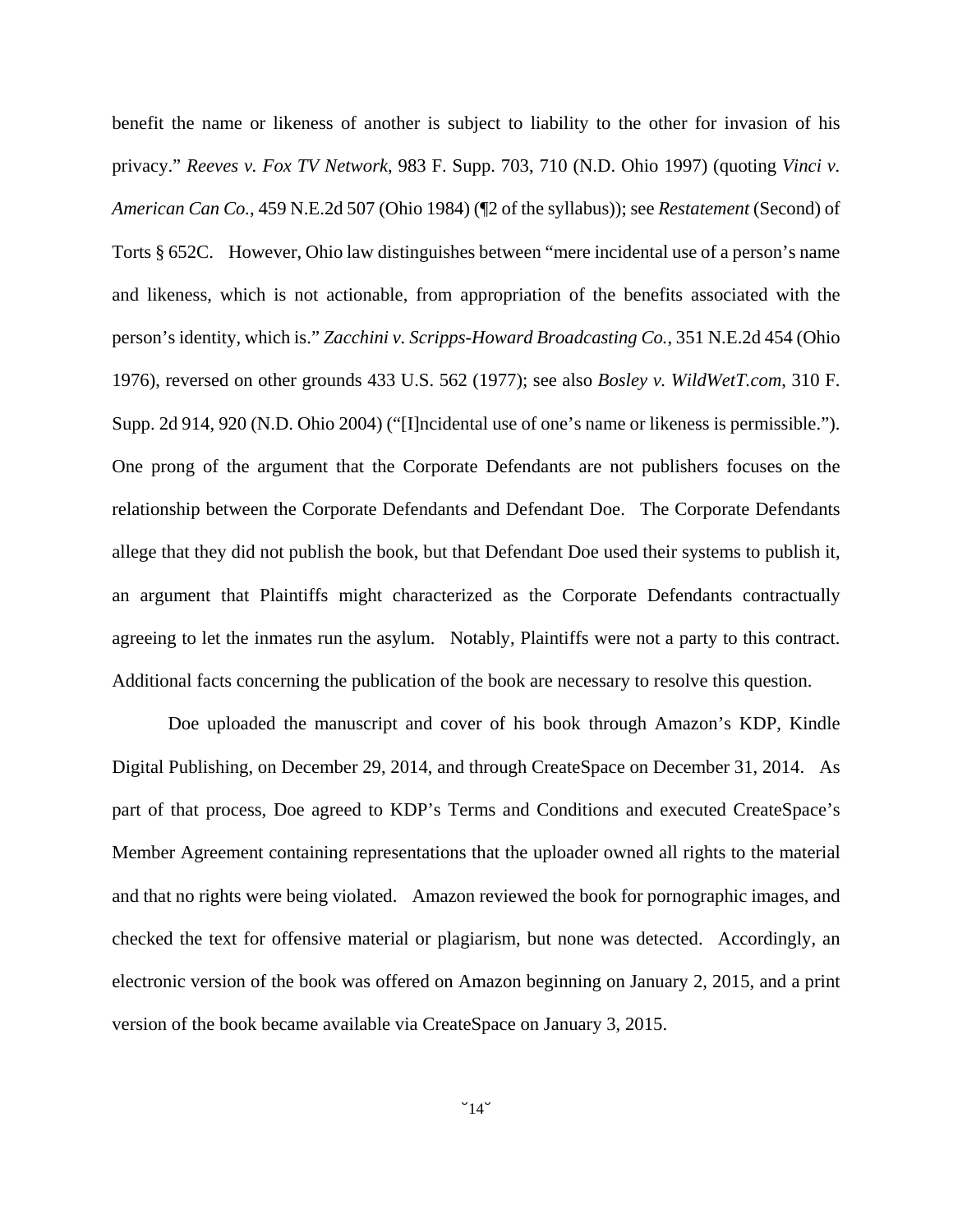benefit the name or likeness of another is subject to liability to the other for invasion of his privacy." *Reeves v. Fox TV Network*, 983 F. Supp. 703, 710 (N.D. Ohio 1997) (quoting *Vinci v. American Can Co.*, 459 N.E.2d 507 (Ohio 1984) (¶2 of the syllabus)); see *Restatement* (Second) of Torts § 652C. However, Ohio law distinguishes between "mere incidental use of a person's name and likeness, which is not actionable, from appropriation of the benefits associated with the person's identity, which is." *Zacchini v. Scripps-Howard Broadcasting Co.*, 351 N.E.2d 454 (Ohio 1976), reversed on other grounds 433 U.S. 562 (1977); see also *Bosley v. WildWetT.com*, 310 F. Supp. 2d 914, 920 (N.D. Ohio 2004) ("[I]ncidental use of one's name or likeness is permissible."). One prong of the argument that the Corporate Defendants are not publishers focuses on the relationship between the Corporate Defendants and Defendant Doe. The Corporate Defendants allege that they did not publish the book, but that Defendant Doe used their systems to publish it, an argument that Plaintiffs might characterized as the Corporate Defendants contractually agreeing to let the inmates run the asylum. Notably, Plaintiffs were not a party to this contract. Additional facts concerning the publication of the book are necessary to resolve this question.

Doe uploaded the manuscript and cover of his book through Amazon's KDP, Kindle Digital Publishing, on December 29, 2014, and through CreateSpace on December 31, 2014. As part of that process, Doe agreed to KDP's Terms and Conditions and executed CreateSpace's Member Agreement containing representations that the uploader owned all rights to the material and that no rights were being violated. Amazon reviewed the book for pornographic images, and checked the text for offensive material or plagiarism, but none was detected. Accordingly, an electronic version of the book was offered on Amazon beginning on January 2, 2015, and a print version of the book became available via CreateSpace on January 3, 2015.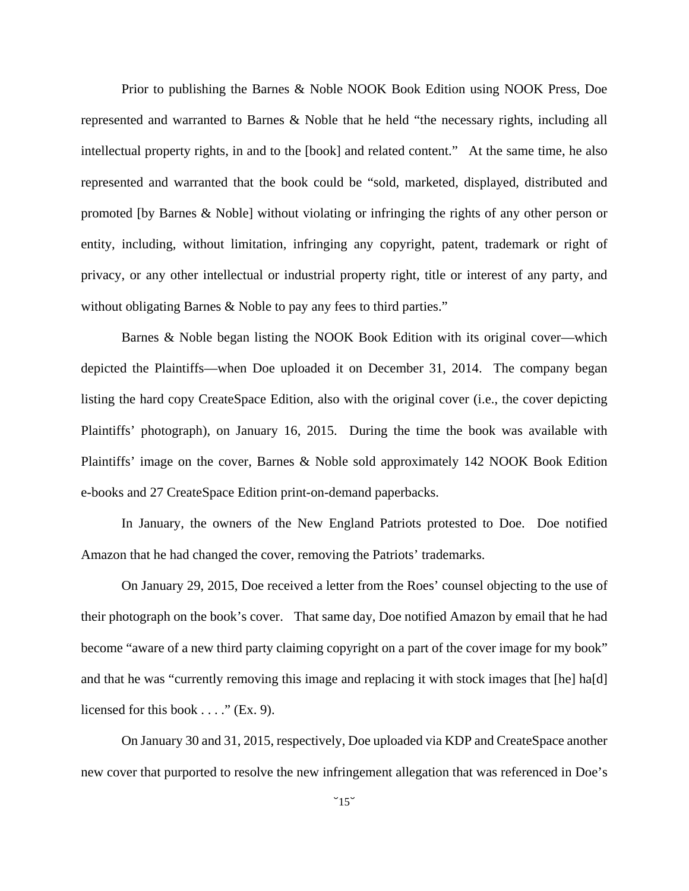Prior to publishing the Barnes & Noble NOOK Book Edition using NOOK Press, Doe represented and warranted to Barnes & Noble that he held "the necessary rights, including all intellectual property rights, in and to the [book] and related content." At the same time, he also represented and warranted that the book could be "sold, marketed, displayed, distributed and promoted [by Barnes & Noble] without violating or infringing the rights of any other person or entity, including, without limitation, infringing any copyright, patent, trademark or right of privacy, or any other intellectual or industrial property right, title or interest of any party, and without obligating Barnes & Noble to pay any fees to third parties."

Barnes & Noble began listing the NOOK Book Edition with its original cover—which depicted the Plaintiffs—when Doe uploaded it on December 31, 2014. The company began listing the hard copy CreateSpace Edition, also with the original cover (i.e., the cover depicting Plaintiffs' photograph), on January 16, 2015. During the time the book was available with Plaintiffs' image on the cover, Barnes & Noble sold approximately 142 NOOK Book Edition e-books and 27 CreateSpace Edition print-on-demand paperbacks.

In January, the owners of the New England Patriots protested to Doe. Doe notified Amazon that he had changed the cover, removing the Patriots' trademarks.

On January 29, 2015, Doe received a letter from the Roes' counsel objecting to the use of their photograph on the book's cover. That same day, Doe notified Amazon by email that he had become "aware of a new third party claiming copyright on a part of the cover image for my book" and that he was "currently removing this image and replacing it with stock images that [he] ha[d] licensed for this book . . . ." (Ex. 9).

On January 30 and 31, 2015, respectively, Doe uploaded via KDP and CreateSpace another new cover that purported to resolve the new infringement allegation that was referenced in Doe's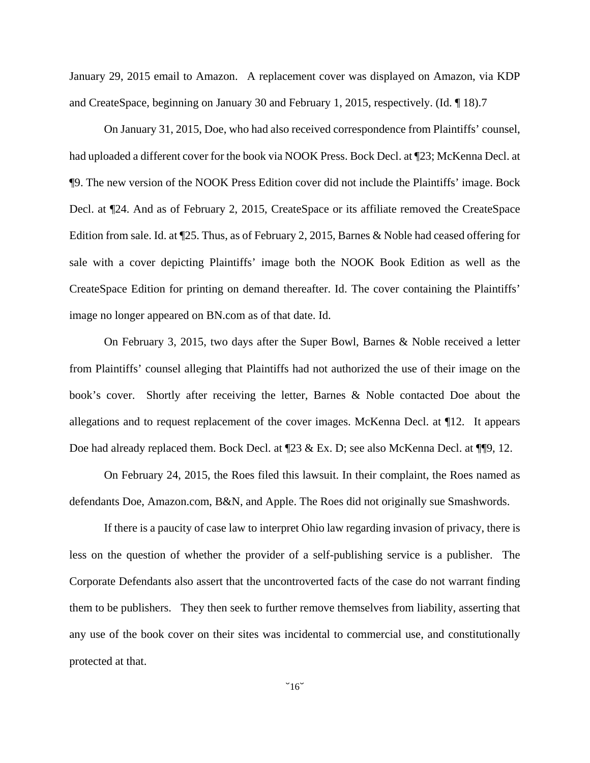January 29, 2015 email to Amazon. A replacement cover was displayed on Amazon, via KDP and CreateSpace, beginning on January 30 and February 1, 2015, respectively. (Id. ¶ 18).7

On January 31, 2015, Doe, who had also received correspondence from Plaintiffs' counsel, had uploaded a different cover for the book via NOOK Press. Bock Decl. at ¶23; McKenna Decl. at ¶9. The new version of the NOOK Press Edition cover did not include the Plaintiffs' image. Bock Decl. at ¶24. And as of February 2, 2015, CreateSpace or its affiliate removed the CreateSpace Edition from sale. Id. at ¶25. Thus, as of February 2, 2015, Barnes & Noble had ceased offering for sale with a cover depicting Plaintiffs' image both the NOOK Book Edition as well as the CreateSpace Edition for printing on demand thereafter. Id. The cover containing the Plaintiffs' image no longer appeared on BN.com as of that date. Id.

On February 3, 2015, two days after the Super Bowl, Barnes & Noble received a letter from Plaintiffs' counsel alleging that Plaintiffs had not authorized the use of their image on the book's cover. Shortly after receiving the letter, Barnes & Noble contacted Doe about the allegations and to request replacement of the cover images. McKenna Decl. at ¶12. It appears Doe had already replaced them. Bock Decl. at ¶23 & Ex. D; see also McKenna Decl. at ¶¶9, 12.

On February 24, 2015, the Roes filed this lawsuit. In their complaint, the Roes named as defendants Doe, Amazon.com, B&N, and Apple. The Roes did not originally sue Smashwords.

If there is a paucity of case law to interpret Ohio law regarding invasion of privacy, there is less on the question of whether the provider of a self-publishing service is a publisher. The Corporate Defendants also assert that the uncontroverted facts of the case do not warrant finding them to be publishers. They then seek to further remove themselves from liability, asserting that any use of the book cover on their sites was incidental to commercial use, and constitutionally protected at that.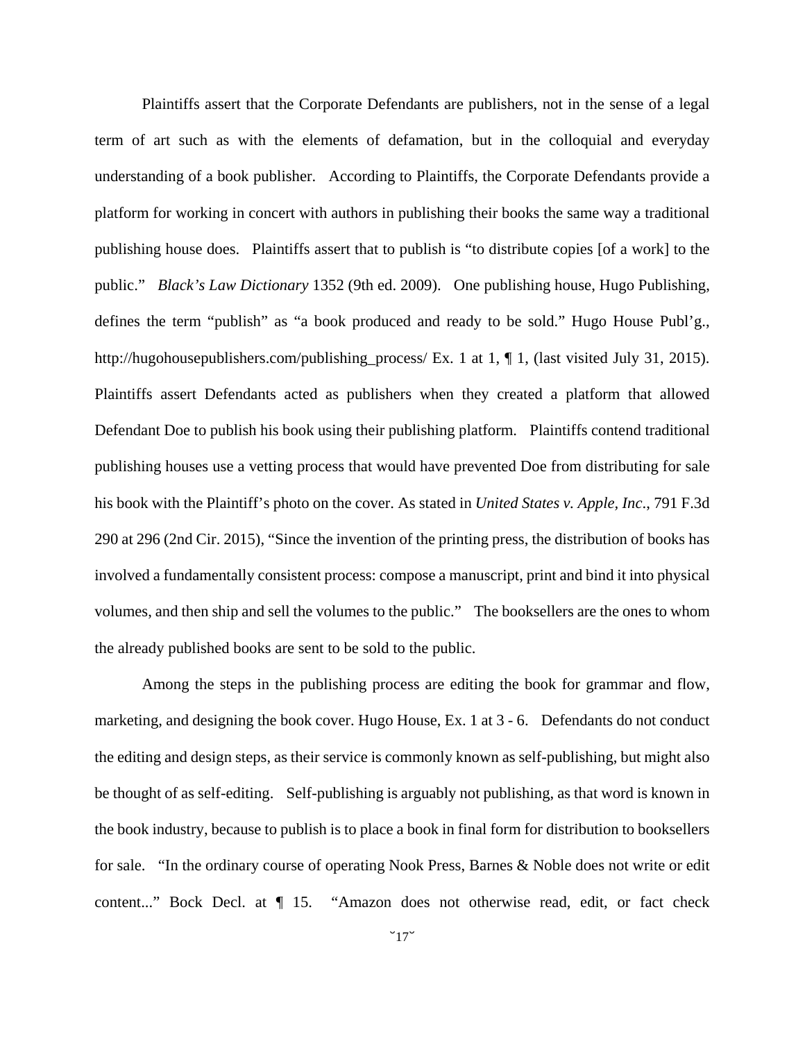Plaintiffs assert that the Corporate Defendants are publishers, not in the sense of a legal term of art such as with the elements of defamation, but in the colloquial and everyday understanding of a book publisher. According to Plaintiffs, the Corporate Defendants provide a platform for working in concert with authors in publishing their books the same way a traditional publishing house does. Plaintiffs assert that to publish is "to distribute copies [of a work] to the public." *Black's Law Dictionary* 1352 (9th ed. 2009). One publishing house, Hugo Publishing, defines the term "publish" as "a book produced and ready to be sold." Hugo House Publ'g., http://hugohousepublishers.com/publishing_process/ Ex. 1 at 1, ¶ 1, (last visited July 31, 2015). Plaintiffs assert Defendants acted as publishers when they created a platform that allowed Defendant Doe to publish his book using their publishing platform. Plaintiffs contend traditional publishing houses use a vetting process that would have prevented Doe from distributing for sale his book with the Plaintiff's photo on the cover. As stated in *United States v. Apple, Inc*., 791 F.3d 290 at 296 (2nd Cir. 2015), "Since the invention of the printing press, the distribution of books has involved a fundamentally consistent process: compose a manuscript, print and bind it into physical volumes, and then ship and sell the volumes to the public." The booksellers are the ones to whom the already published books are sent to be sold to the public.

Among the steps in the publishing process are editing the book for grammar and flow, marketing, and designing the book cover. Hugo House, Ex. 1 at 3 - 6. Defendants do not conduct the editing and design steps, as their service is commonly known as self-publishing, but might also be thought of as self-editing. Self-publishing is arguably not publishing, as that word is known in the book industry, because to publish is to place a book in final form for distribution to booksellers for sale. "In the ordinary course of operating Nook Press, Barnes & Noble does not write or edit content..." Bock Decl. at ¶ 15. "Amazon does not otherwise read, edit, or fact check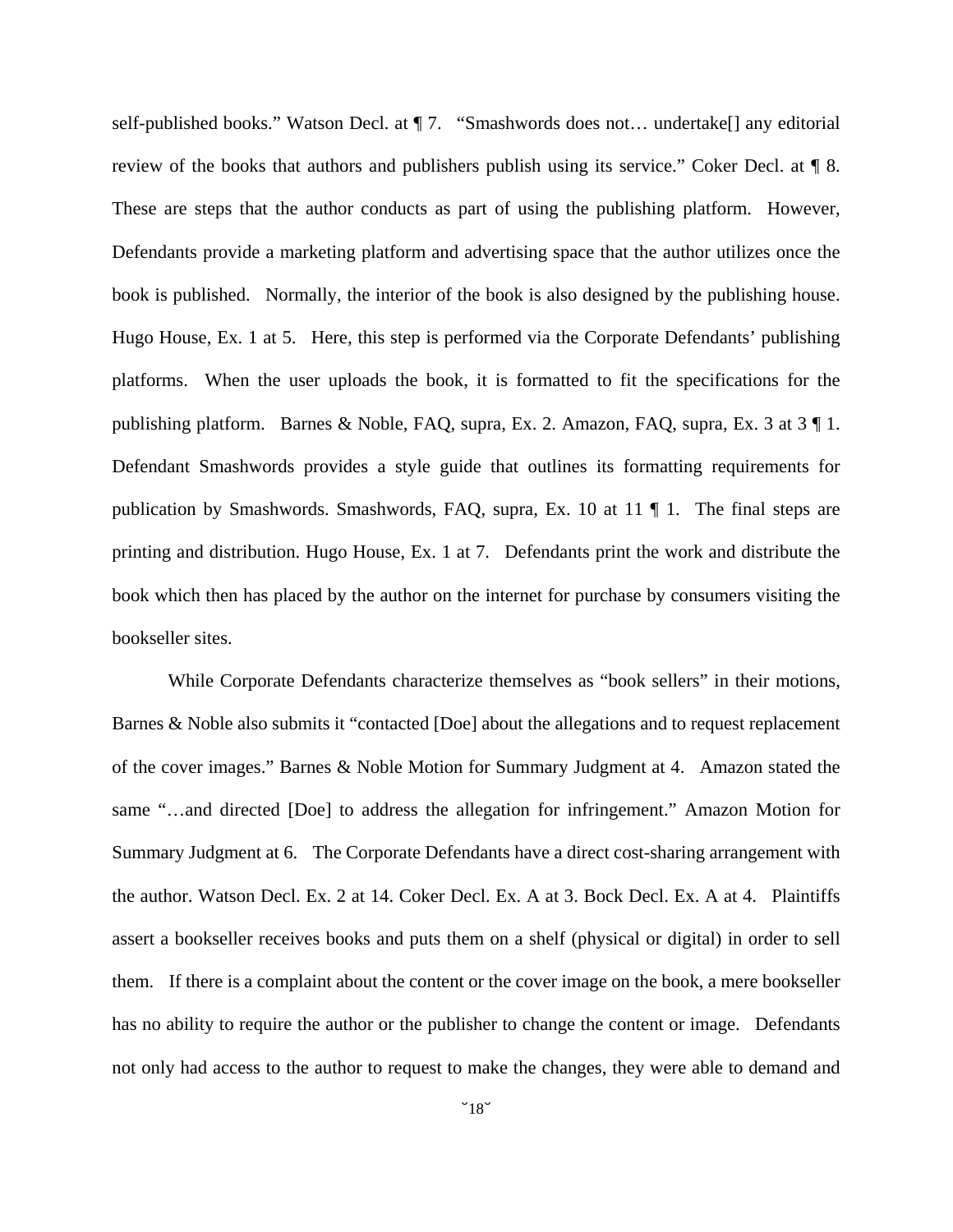self-published books." Watson Decl. at ¶ 7. "Smashwords does not… undertake[] any editorial review of the books that authors and publishers publish using its service." Coker Decl. at ¶ 8. These are steps that the author conducts as part of using the publishing platform. However, Defendants provide a marketing platform and advertising space that the author utilizes once the book is published. Normally, the interior of the book is also designed by the publishing house. Hugo House, Ex. 1 at 5. Here, this step is performed via the Corporate Defendants' publishing platforms. When the user uploads the book, it is formatted to fit the specifications for the publishing platform. Barnes & Noble, FAQ, supra, Ex. 2. Amazon, FAQ, supra, Ex. 3 at 3 ¶ 1. Defendant Smashwords provides a style guide that outlines its formatting requirements for publication by Smashwords. Smashwords, FAQ, supra, Ex. 10 at 11 ¶ 1. The final steps are printing and distribution. Hugo House, Ex. 1 at 7. Defendants print the work and distribute the book which then has placed by the author on the internet for purchase by consumers visiting the bookseller sites.

While Corporate Defendants characterize themselves as "book sellers" in their motions, Barnes & Noble also submits it "contacted [Doe] about the allegations and to request replacement of the cover images." Barnes & Noble Motion for Summary Judgment at 4. Amazon stated the same "…and directed [Doe] to address the allegation for infringement." Amazon Motion for Summary Judgment at 6. The Corporate Defendants have a direct cost-sharing arrangement with the author. Watson Decl. Ex. 2 at 14. Coker Decl. Ex. A at 3. Bock Decl. Ex. A at 4. Plaintiffs assert a bookseller receives books and puts them on a shelf (physical or digital) in order to sell them. If there is a complaint about the content or the cover image on the book, a mere bookseller has no ability to require the author or the publisher to change the content or image. Defendants not only had access to the author to request to make the changes, they were able to demand and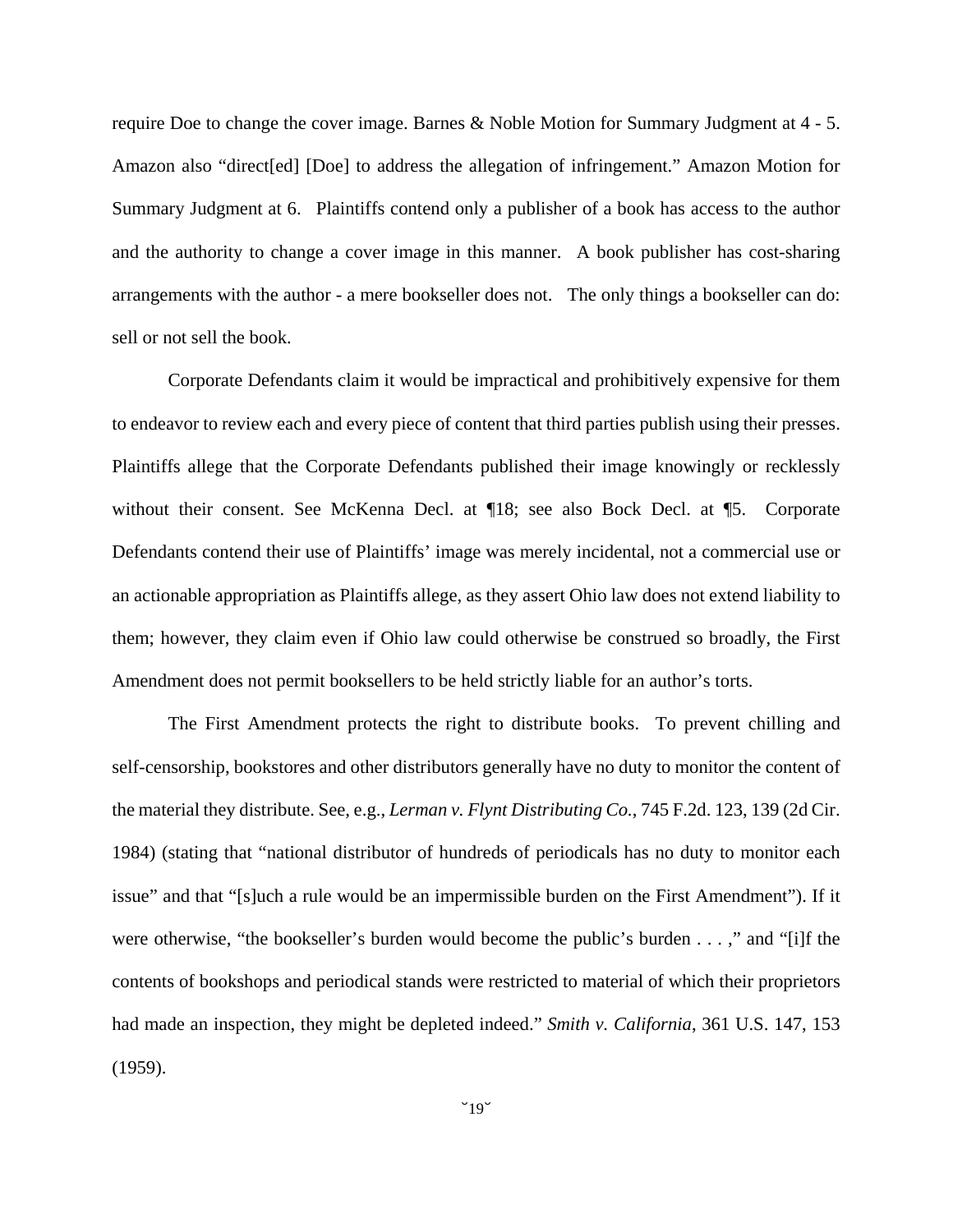require Doe to change the cover image. Barnes & Noble Motion for Summary Judgment at 4 - 5. Amazon also "direct[ed] [Doe] to address the allegation of infringement." Amazon Motion for Summary Judgment at 6. Plaintiffs contend only a publisher of a book has access to the author and the authority to change a cover image in this manner. A book publisher has cost-sharing arrangements with the author - a mere bookseller does not. The only things a bookseller can do: sell or not sell the book.

Corporate Defendants claim it would be impractical and prohibitively expensive for them to endeavor to review each and every piece of content that third parties publish using their presses. Plaintiffs allege that the Corporate Defendants published their image knowingly or recklessly without their consent. See McKenna Decl. at ¶18; see also Bock Decl. at ¶5. Corporate Defendants contend their use of Plaintiffs' image was merely incidental, not a commercial use or an actionable appropriation as Plaintiffs allege, as they assert Ohio law does not extend liability to them; however, they claim even if Ohio law could otherwise be construed so broadly, the First Amendment does not permit booksellers to be held strictly liable for an author's torts.

The First Amendment protects the right to distribute books. To prevent chilling and self-censorship, bookstores and other distributors generally have no duty to monitor the content of the material they distribute. See, e.g., *Lerman v. Flynt Distributing Co.*, 745 F.2d. 123, 139 (2d Cir. 1984) (stating that "national distributor of hundreds of periodicals has no duty to monitor each issue" and that "[s]uch a rule would be an impermissible burden on the First Amendment"). If it were otherwise, "the bookseller's burden would become the public's burden . . . ," and "[i]f the contents of bookshops and periodical stands were restricted to material of which their proprietors had made an inspection, they might be depleted indeed." *Smith v. California*, 361 U.S. 147, 153 (1959).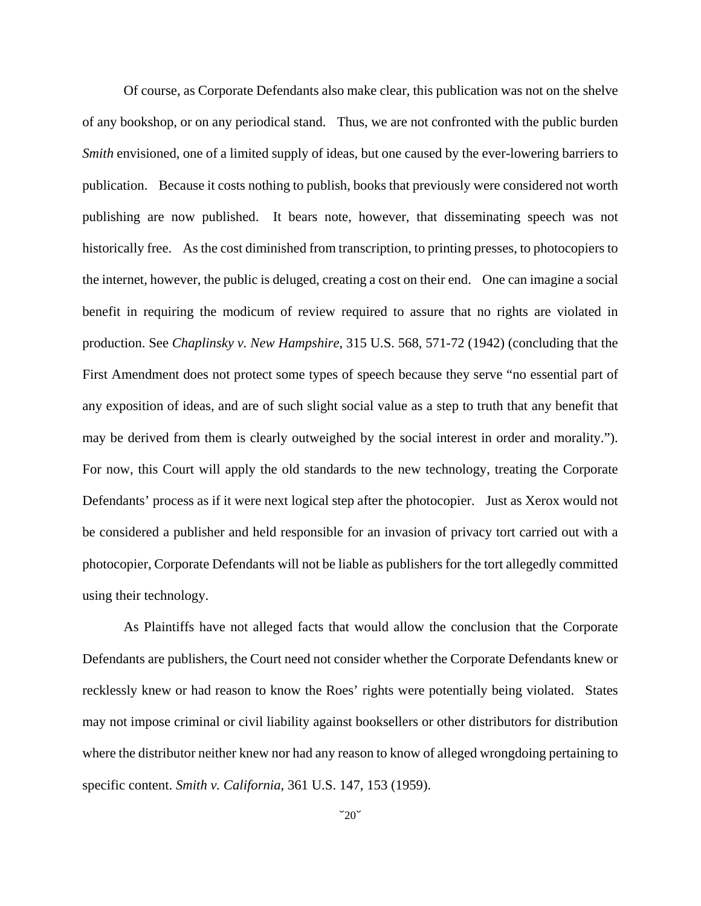Of course, as Corporate Defendants also make clear, this publication was not on the shelve of any bookshop, or on any periodical stand. Thus, we are not confronted with the public burden *Smith* envisioned, one of a limited supply of ideas, but one caused by the ever-lowering barriers to publication. Because it costs nothing to publish, books that previously were considered not worth publishing are now published. It bears note, however, that disseminating speech was not historically free. As the cost diminished from transcription, to printing presses, to photocopiers to the internet, however, the public is deluged, creating a cost on their end. One can imagine a social benefit in requiring the modicum of review required to assure that no rights are violated in production. See *Chaplinsky v. New Hampshire*, 315 U.S. 568, 571-72 (1942) (concluding that the First Amendment does not protect some types of speech because they serve "no essential part of any exposition of ideas, and are of such slight social value as a step to truth that any benefit that may be derived from them is clearly outweighed by the social interest in order and morality."). For now, this Court will apply the old standards to the new technology, treating the Corporate Defendants' process as if it were next logical step after the photocopier. Just as Xerox would not be considered a publisher and held responsible for an invasion of privacy tort carried out with a photocopier, Corporate Defendants will not be liable as publishers for the tort allegedly committed using their technology.

As Plaintiffs have not alleged facts that would allow the conclusion that the Corporate Defendants are publishers, the Court need not consider whether the Corporate Defendants knew or recklessly knew or had reason to know the Roes' rights were potentially being violated. States may not impose criminal or civil liability against booksellers or other distributors for distribution where the distributor neither knew nor had any reason to know of alleged wrongdoing pertaining to specific content. *Smith v. California*, 361 U.S. 147, 153 (1959).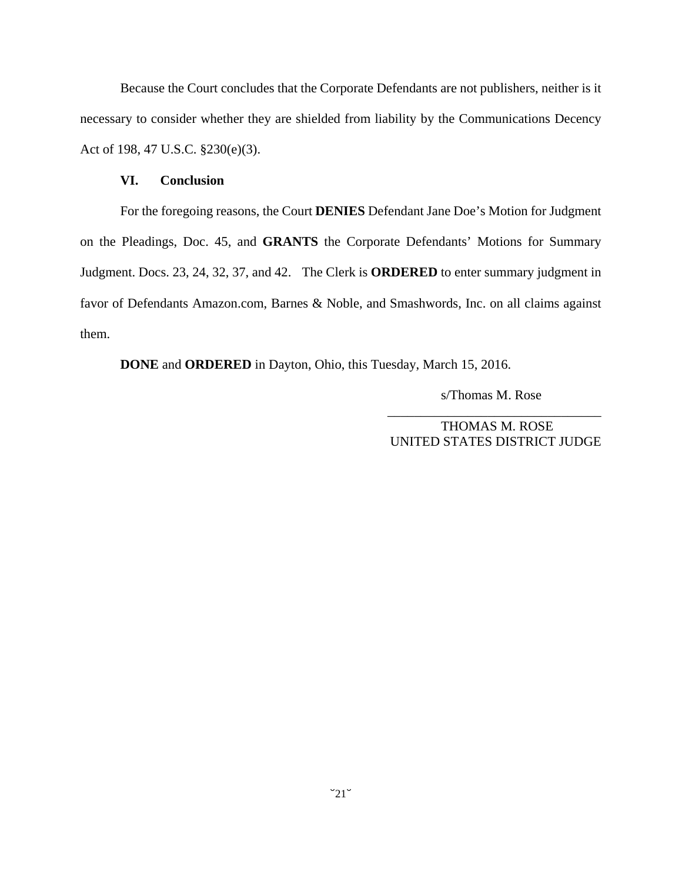Because the Court concludes that the Corporate Defendants are not publishers, neither is it necessary to consider whether they are shielded from liability by the Communications Decency Act of 198, 47 U.S.C. §230(e)(3).

## VI. Conclusion

For the foregoing reasons, the Court **DENIES** Defendant Jane Doe's Motion for Judgment on the Pleadings, Doc. 45, and **GRANTS** the Corporate Defendants' Motions for Summary Judgment. Docs. 23, 24, 32, 37, and 42. The Clerk is **ORDERED** to enter summary judgment in favor of Defendants Amazon.com, Barnes & Noble, and Smashwords, Inc. on all claims against them.

**DONE** and **ORDERED** in Dayton, Ohio, this Tuesday, March 15, 2016.

s/Thomas M. Rose

THOMAS M. ROSE
UNITED STATES DISTRICT JUDGE